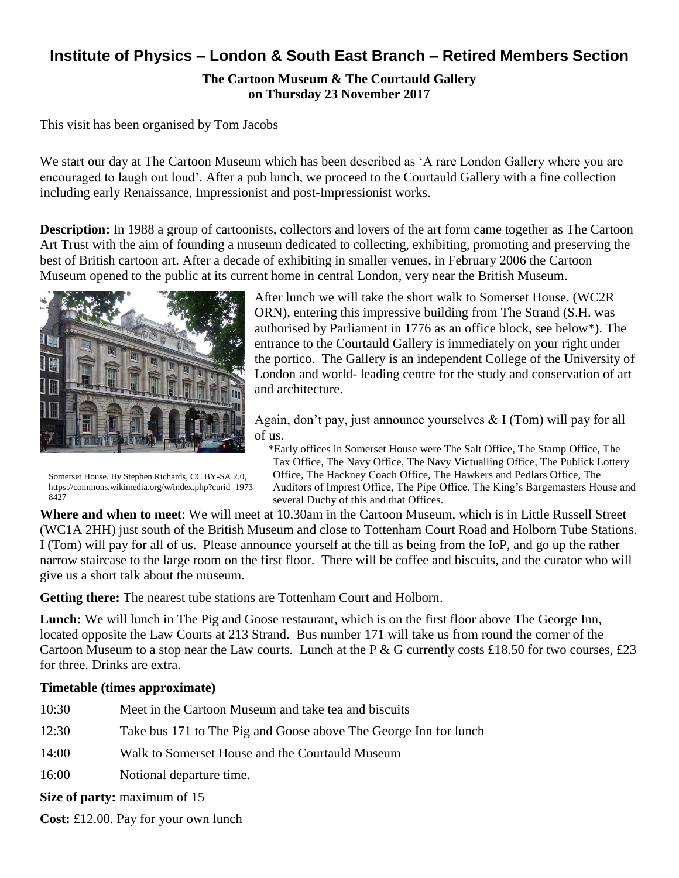# Institute of Physics – London & South East Branch – Retired Members Section

**The Cartoon Museum & The Courtauld Gallery**
**on Thursday 23 November 2017**

---

This visit has been organised by Tom Jacobs

We start our day at The Cartoon Museum which has been described as 'A rare London Gallery where you are encouraged to laugh out loud'. After a pub lunch, we proceed to the Courtauld Gallery with a fine collection including early Renaissance, Impressionist and post-Impressionist works.

**Description:** In 1988 a group of cartoonists, collectors and lovers of the art form came together as The Cartoon Art Trust with the aim of founding a museum dedicated to collecting, exhibiting, promoting and preserving the best of British cartoon art. After a decade of exhibiting in smaller venues, in February 2006 the Cartoon Museum opened to the public at its current home in central London, very near the British Museum.

Somerset House. By Stephen Richards, CC BY-SA 2.0, https://commons.wikimedia.org/w/index.php?curid=19738427

After lunch we will take the short walk to Somerset House. (WC2R ORN), entering this impressive building from The Strand (S.H. was authorised by Parliament in 1776 as an office block, see below*). The entrance to the Courtauld Gallery is immediately on your right under the portico. The Gallery is an independent College of the University of London and world- leading centre for the study and conservation of art and architecture.

Again, don't pay, just announce yourselves & I (Tom) will pay for all of us.

*Early offices in Somerset House were The Salt Office, The Stamp Office, The Tax Office, The Navy Office, The Navy Victualling Office, The Publick Lottery Office, The Hackney Coach Office, The Hawkers and Pedlars Office, The Auditors of Imprest Office, The Pipe Office, The King's Bargemasters House and several Duchy of this and that Offices.

**Where and when to meet**: We will meet at 10.30am in the Cartoon Museum, which is in Little Russell Street (WC1A 2HH) just south of the British Museum and close to Tottenham Court Road and Holborn Tube Stations. I (Tom) will pay for all of us. Please announce yourself at the till as being from the IoP, and go up the rather narrow staircase to the large room on the first floor. There will be coffee and biscuits, and the curator who will give us a short talk about the museum.

**Getting there:** The nearest tube stations are Tottenham Court and Holborn.

**Lunch:** We will lunch in The Pig and Goose restaurant, which is on the first floor above The George Inn, located opposite the Law Courts at 213 Strand. Bus number 171 will take us from round the corner of the Cartoon Museum to a stop near the Law courts. Lunch at the P & G currently costs £18.50 for two courses, £23 for three. Drinks are extra.

**Timetable (times approximate)**

| | |
|---|---|
| 10:30 | Meet in the Cartoon Museum and take tea and biscuits |
| 12:30 | Take bus 171 to The Pig and Goose above The George Inn for lunch |
| 14:00 | Walk to Somerset House and the Courtauld Museum |
| 16:00 | Notional departure time. |

**Size of party:** maximum of 15

**Cost:** £12.00. Pay for your own lunch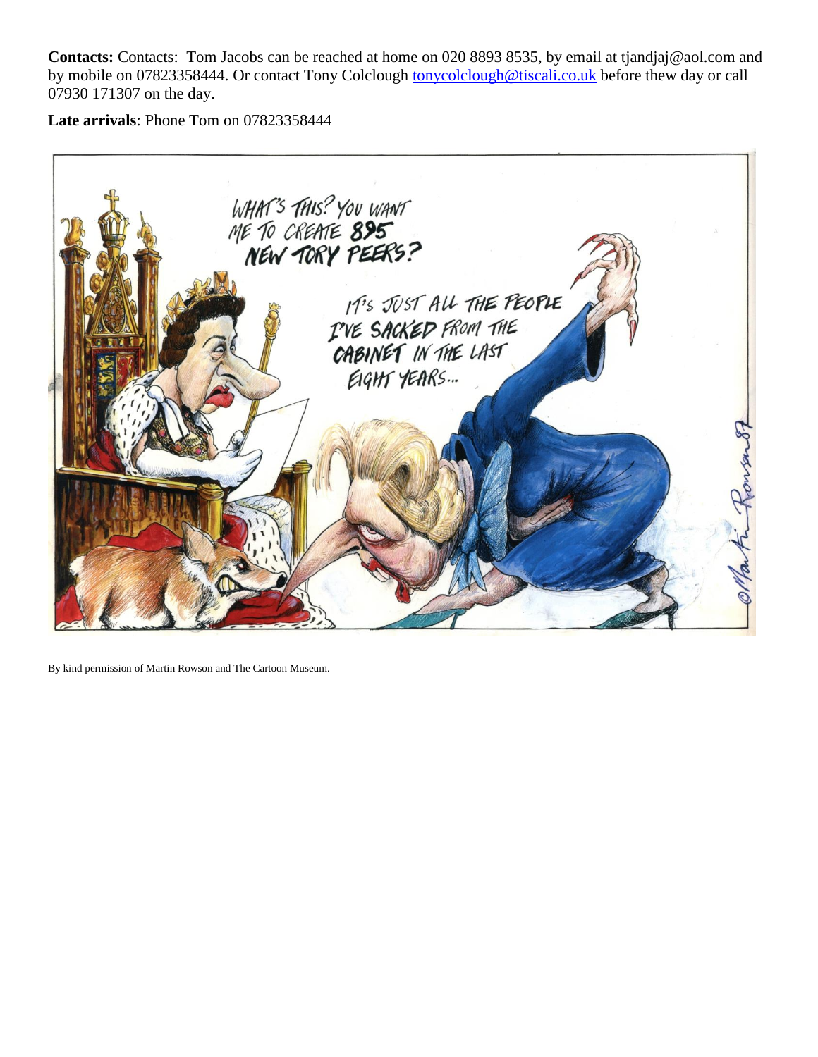**Contacts:** Contacts: Tom Jacobs can be reached at home on 020 8893 8535, by email at tjandjaj@aol.com and by mobile on 07823358444. Or contact Tony Colclough tonycolclough@tiscali.co.uk before thew day or call 07930 171307 on the day.

**Late arrivals**: Phone Tom on 07823358444

By kind permission of Martin Rowson and The Cartoon Museum.